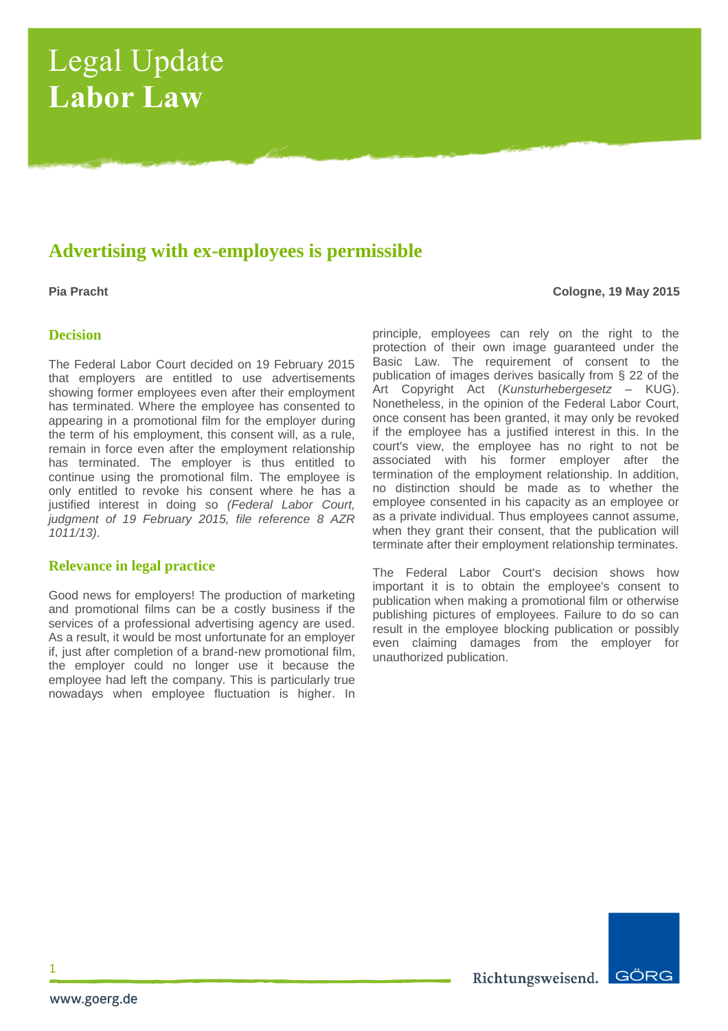# Legal Update
# Labor Law

## Advertising with ex-employees is permissible

**Pia Pracht**

**Cologne, 19 May 2015**

### Decision

The Federal Labor Court decided on 19 February 2015 that employers are entitled to use advertisements showing former employees even after their employment has terminated. Where the employee has consented to appearing in a promotional film for the employer during the term of his employment, this consent will, as a rule, remain in force even after the employment relationship has terminated. The employer is thus entitled to continue using the promotional film. The employee is only entitled to revoke his consent where he has a justified interest in doing so *(Federal Labor Court, judgment of 19 February 2015, file reference 8 AZR 1011/13)*.

### Relevance in legal practice

Good news for employers! The production of marketing and promotional films can be a costly business if the services of a professional advertising agency are used. As a result, it would be most unfortunate for an employer if, just after completion of a brand-new promotional film, the employer could no longer use it because the employee had left the company. This is particularly true nowadays when employee fluctuation is higher. In principle, employees can rely on the right to the protection of their own image guaranteed under the Basic Law. The requirement of consent to the publication of images derives basically from § 22 of the Art Copyright Act (*Kunsturhebergesetz* – KUG). Nonetheless, in the opinion of the Federal Labor Court, once consent has been granted, it may only be revoked if the employee has a justified interest in this. In the court's view, the employee has no right to not be associated with his former employer after the termination of the employment relationship. In addition, no distinction should be made as to whether the employee consented in his capacity as an employee or as a private individual. Thus employees cannot assume, when they grant their consent, that the publication will terminate after their employment relationship terminates.

The Federal Labor Court's decision shows how important it is to obtain the employee's consent to publication when making a promotional film or otherwise publishing pictures of employees. Failure to do so can result in the employee blocking publication or possibly even claiming damages from the employer for unauthorized publication.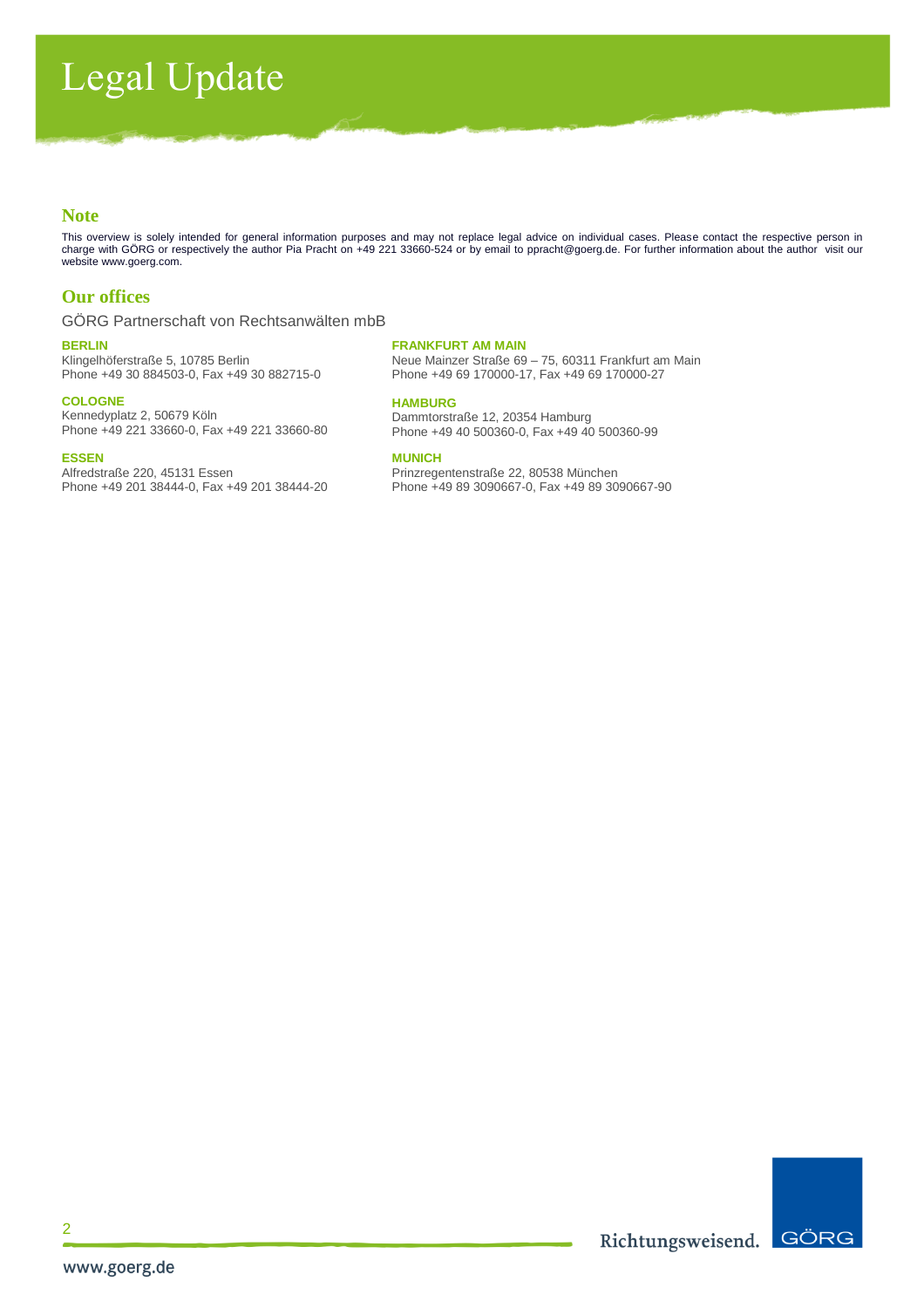# Legal Update

## Note

This overview is solely intended for general information purposes and may not replace legal advice on individual cases. Please contact the respective person in charge with GÖRG or respectively the author Pia Pracht on +49 221 33660-524 or by email to ppracht@goerg.de. For further information about the author visit our website www.goerg.com.

## Our offices

GÖRG Partnerschaft von Rechtsanwälten mbB

**BERLIN**
Klingelhöferstraße 5, 10785 Berlin
Phone +49 30 884503-0, Fax +49 30 882715-0

**COLOGNE**
Kennedyplatz 2, 50679 Köln
Phone +49 221 33660-0, Fax +49 221 33660-80

**ESSEN**
Alfredstraße 220, 45131 Essen
Phone +49 201 38444-0, Fax +49 201 38444-20

**FRANKFURT AM MAIN**
Neue Mainzer Straße 69 – 75, 60311 Frankfurt am Main
Phone +49 69 170000-17, Fax +49 69 170000-27

**HAMBURG**
Dammtorstraße 12, 20354 Hamburg
Phone +49 40 500360-0, Fax +49 40 500360-99

**MUNICH**
Prinzregentenstraße 22, 80538 München
Phone +49 89 3090667-0, Fax +49 89 3090667-90

Richtungsweisend. GÖRG

www.goerg.de